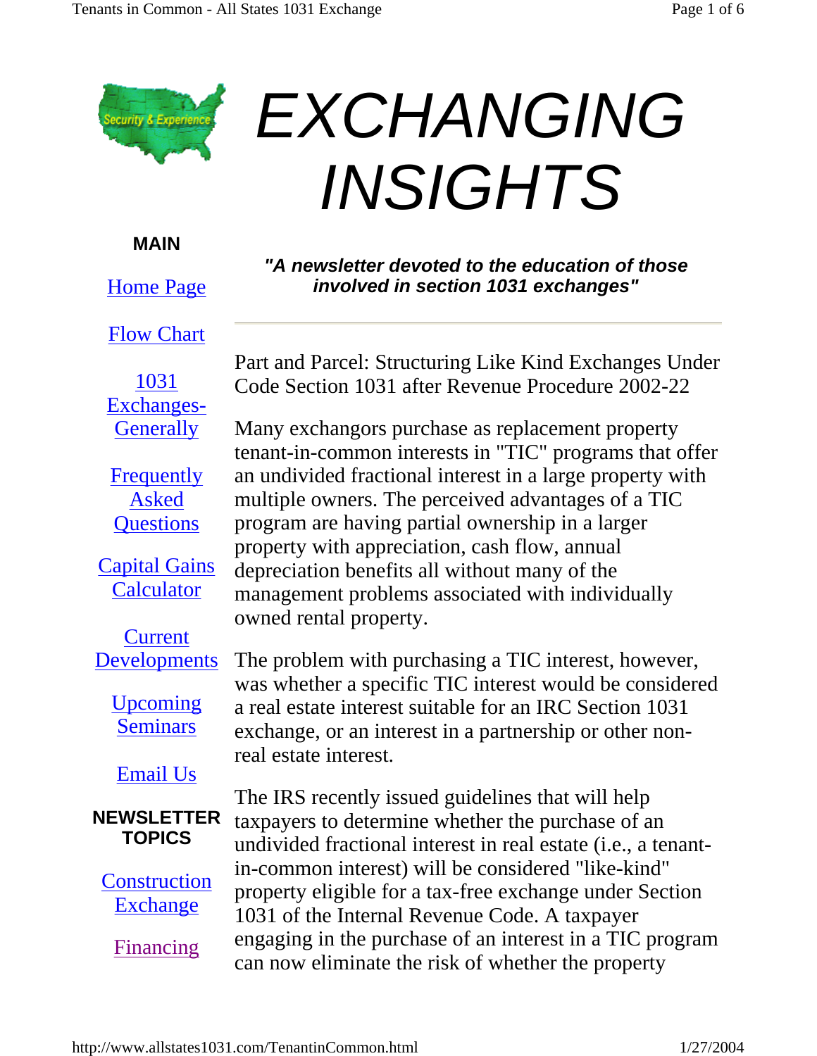# EXCHANGING INSIGHTS

**MAIN**

Home Page

Flow Chart

1031 Exchanges-Generally

Frequently Asked Questions

Capital Gains Calculator

Current Developments

Upcoming Seminars

Email Us

**NEWSLETTER TOPICS**

Construction Exchange

Financing

***"A newsletter devoted to the education of those involved in section 1031 exchanges"***

---

Part and Parcel: Structuring Like Kind Exchanges Under Code Section 1031 after Revenue Procedure 2002-22

Many exchangors purchase as replacement property tenant-in-common interests in "TIC" programs that offer an undivided fractional interest in a large property with multiple owners. The perceived advantages of a TIC program are having partial ownership in a larger property with appreciation, cash flow, annual depreciation benefits all without many of the management problems associated with individually owned rental property.

The problem with purchasing a TIC interest, however, was whether a specific TIC interest would be considered a real estate interest suitable for an IRC Section 1031 exchange, or an interest in a partnership or other non-real estate interest.

The IRS recently issued guidelines that will help taxpayers to determine whether the purchase of an undivided fractional interest in real estate (i.e., a tenant-in-common interest) will be considered "like-kind" property eligible for a tax-free exchange under Section 1031 of the Internal Revenue Code. A taxpayer engaging in the purchase of an interest in a TIC program can now eliminate the risk of whether the property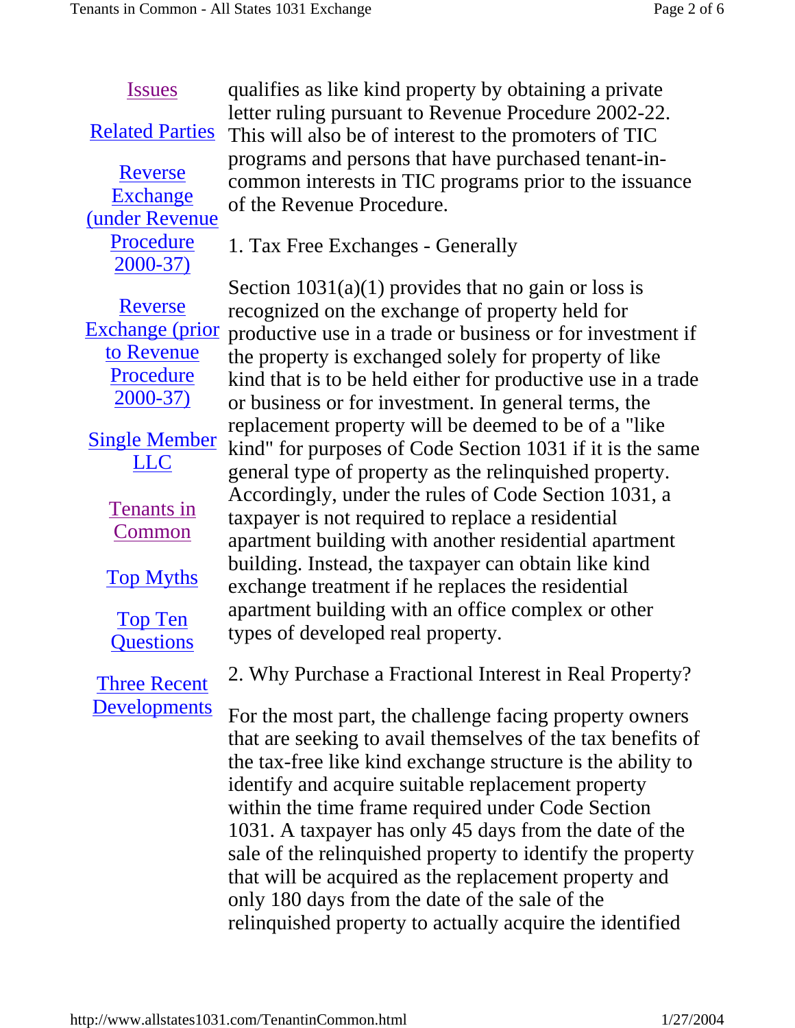- [Issues]()
- [Related Parties]()
- [Reverse Exchange (under Revenue Procedure 2000-37)]()
- [Reverse Exchange (prior to Revenue Procedure 2000-37)]()
- [Single Member LLC]()
- [Tenants in Common]()
- [Top Myths]()
- [Top Ten Questions]()
- [Three Recent Developments]()

qualifies as like kind property by obtaining a private letter ruling pursuant to Revenue Procedure 2002-22. This will also be of interest to the promoters of TIC programs and persons that have purchased tenant-in-common interests in TIC programs prior to the issuance of the Revenue Procedure.

1. Tax Free Exchanges - Generally

Section 1031(a)(1) provides that no gain or loss is recognized on the exchange of property held for productive use in a trade or business or for investment if the property is exchanged solely for property of like kind that is to be held either for productive use in a trade or business or for investment. In general terms, the replacement property will be deemed to be of a "like kind" for purposes of Code Section 1031 if it is the same general type of property as the relinquished property. Accordingly, under the rules of Code Section 1031, a taxpayer is not required to replace a residential apartment building with another residential apartment building. Instead, the taxpayer can obtain like kind exchange treatment if he replaces the residential apartment building with an office complex or other types of developed real property.

2. Why Purchase a Fractional Interest in Real Property?

For the most part, the challenge facing property owners that are seeking to avail themselves of the tax benefits of the tax-free like kind exchange structure is the ability to identify and acquire suitable replacement property within the time frame required under Code Section 1031. A taxpayer has only 45 days from the date of the sale of the relinquished property to identify the property that will be acquired as the replacement property and only 180 days from the date of the sale of the relinquished property to actually acquire the identified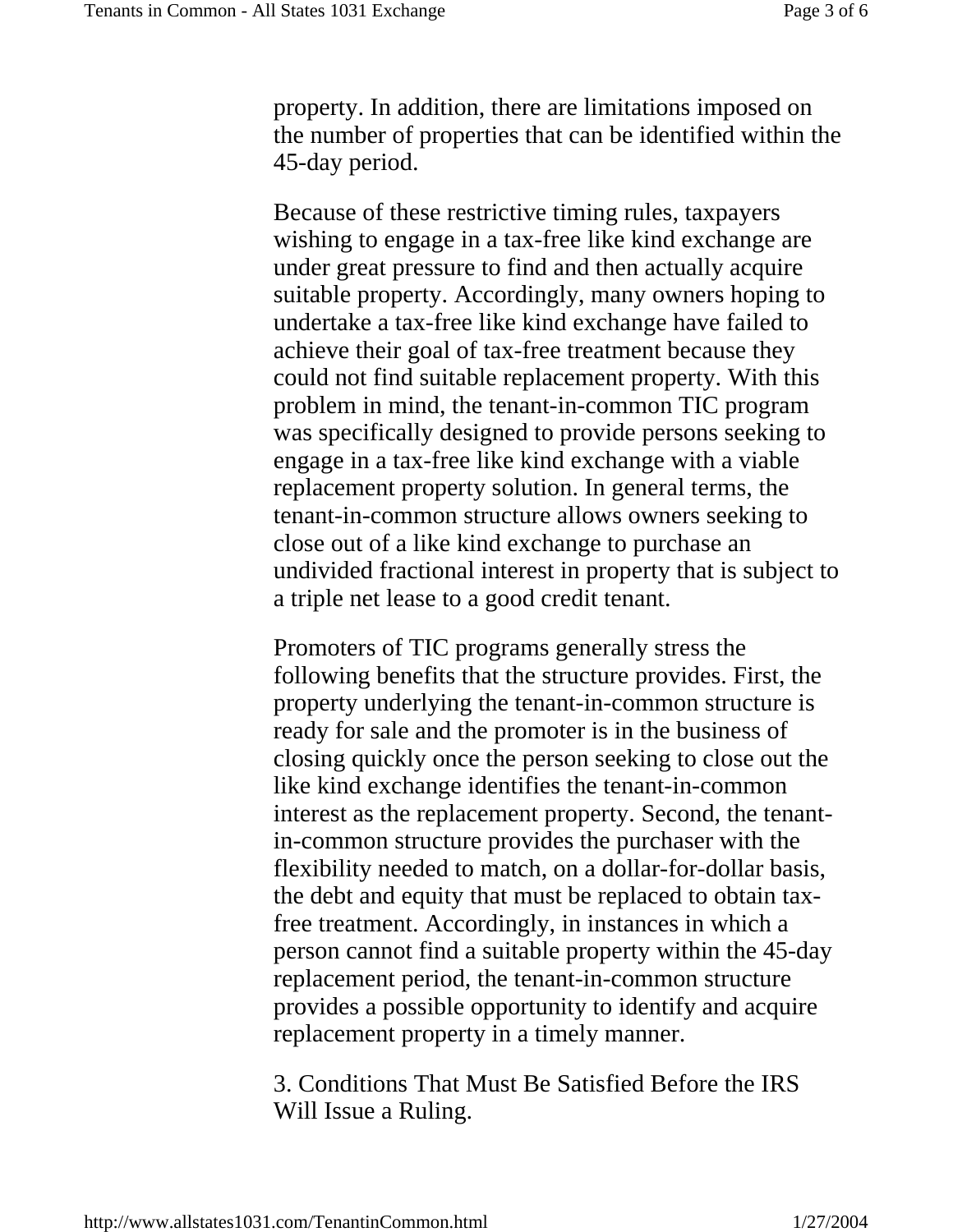property. In addition, there are limitations imposed on the number of properties that can be identified within the 45-day period.

Because of these restrictive timing rules, taxpayers wishing to engage in a tax-free like kind exchange are under great pressure to find and then actually acquire suitable property. Accordingly, many owners hoping to undertake a tax-free like kind exchange have failed to achieve their goal of tax-free treatment because they could not find suitable replacement property. With this problem in mind, the tenant-in-common TIC program was specifically designed to provide persons seeking to engage in a tax-free like kind exchange with a viable replacement property solution. In general terms, the tenant-in-common structure allows owners seeking to close out of a like kind exchange to purchase an undivided fractional interest in property that is subject to a triple net lease to a good credit tenant.

Promoters of TIC programs generally stress the following benefits that the structure provides. First, the property underlying the tenant-in-common structure is ready for sale and the promoter is in the business of closing quickly once the person seeking to close out the like kind exchange identifies the tenant-in-common interest as the replacement property. Second, the tenant-in-common structure provides the purchaser with the flexibility needed to match, on a dollar-for-dollar basis, the debt and equity that must be replaced to obtain tax-free treatment. Accordingly, in instances in which a person cannot find a suitable property within the 45-day replacement period, the tenant-in-common structure provides a possible opportunity to identify and acquire replacement property in a timely manner.

3. Conditions That Must Be Satisfied Before the IRS Will Issue a Ruling.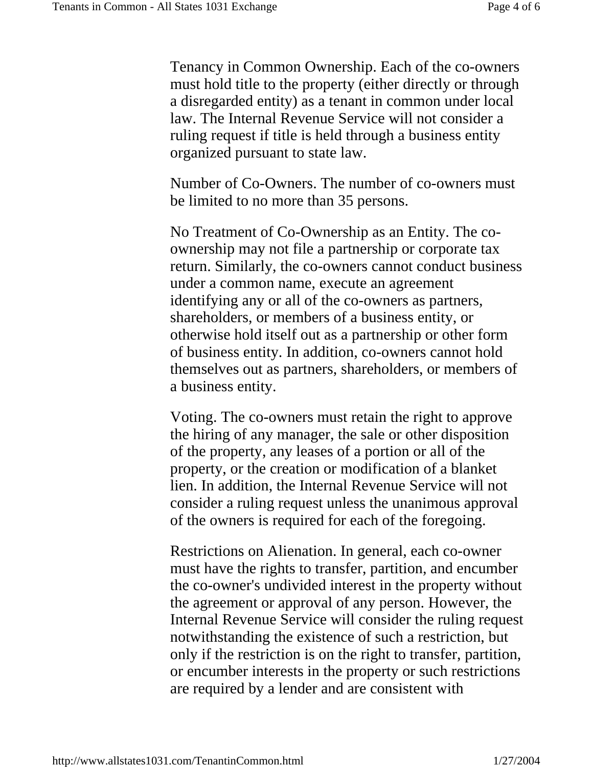Tenancy in Common Ownership. Each of the co-owners must hold title to the property (either directly or through a disregarded entity) as a tenant in common under local law. The Internal Revenue Service will not consider a ruling request if title is held through a business entity organized pursuant to state law.

Number of Co-Owners. The number of co-owners must be limited to no more than 35 persons.

No Treatment of Co-Ownership as an Entity. The co-ownership may not file a partnership or corporate tax return. Similarly, the co-owners cannot conduct business under a common name, execute an agreement identifying any or all of the co-owners as partners, shareholders, or members of a business entity, or otherwise hold itself out as a partnership or other form of business entity. In addition, co-owners cannot hold themselves out as partners, shareholders, or members of a business entity.

Voting. The co-owners must retain the right to approve the hiring of any manager, the sale or other disposition of the property, any leases of a portion or all of the property, or the creation or modification of a blanket lien. In addition, the Internal Revenue Service will not consider a ruling request unless the unanimous approval of the owners is required for each of the foregoing.

Restrictions on Alienation. In general, each co-owner must have the rights to transfer, partition, and encumber the co-owner's undivided interest in the property without the agreement or approval of any person. However, the Internal Revenue Service will consider the ruling request notwithstanding the existence of such a restriction, but only if the restriction is on the right to transfer, partition, or encumber interests in the property or such restrictions are required by a lender and are consistent with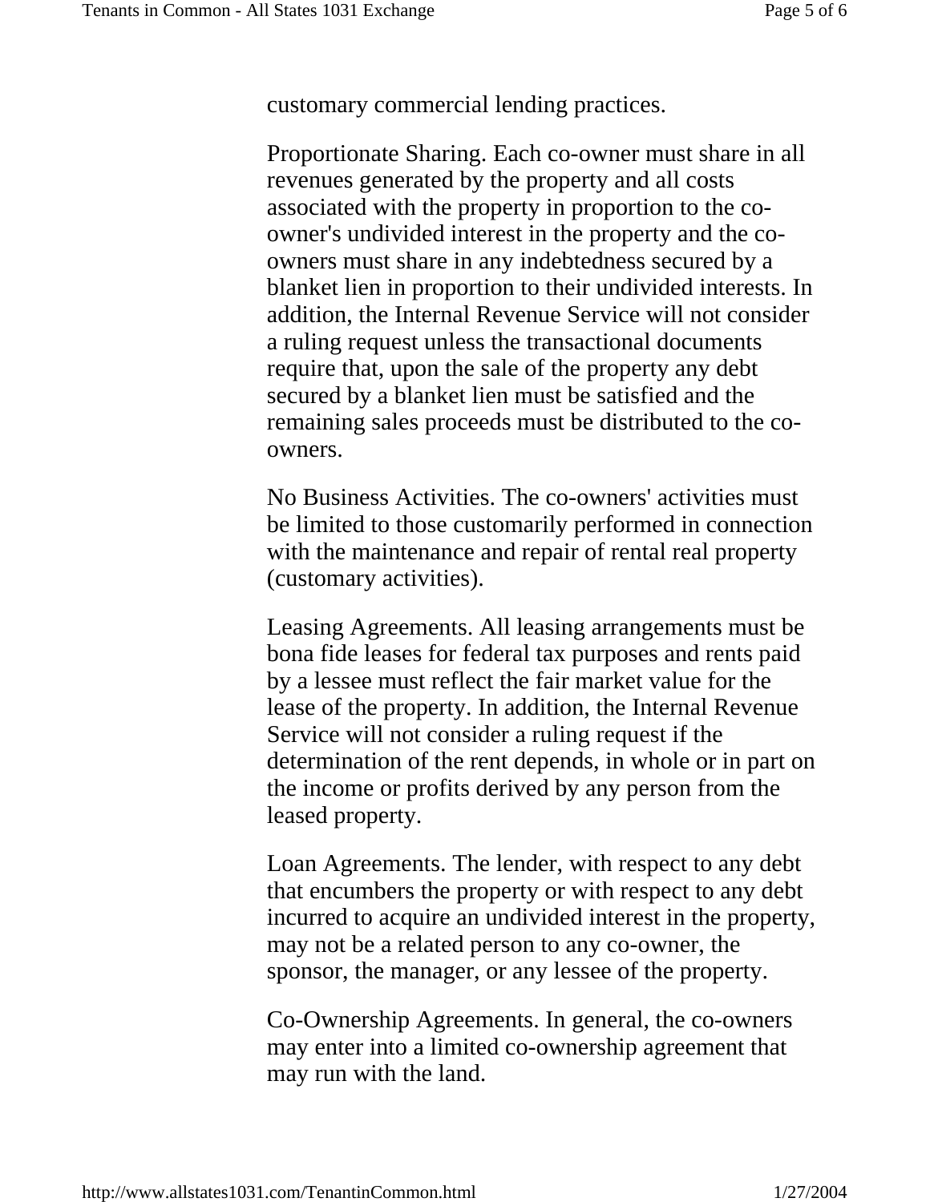customary commercial lending practices.

Proportionate Sharing. Each co-owner must share in all revenues generated by the property and all costs associated with the property in proportion to the co-owner's undivided interest in the property and the co-owners must share in any indebtedness secured by a blanket lien in proportion to their undivided interests. In addition, the Internal Revenue Service will not consider a ruling request unless the transactional documents require that, upon the sale of the property any debt secured by a blanket lien must be satisfied and the remaining sales proceeds must be distributed to the co-owners.

No Business Activities. The co-owners' activities must be limited to those customarily performed in connection with the maintenance and repair of rental real property (customary activities).

Leasing Agreements. All leasing arrangements must be bona fide leases for federal tax purposes and rents paid by a lessee must reflect the fair market value for the lease of the property. In addition, the Internal Revenue Service will not consider a ruling request if the determination of the rent depends, in whole or in part on the income or profits derived by any person from the leased property.

Loan Agreements. The lender, with respect to any debt that encumbers the property or with respect to any debt incurred to acquire an undivided interest in the property, may not be a related person to any co-owner, the sponsor, the manager, or any lessee of the property.

Co-Ownership Agreements. In general, the co-owners may enter into a limited co-ownership agreement that may run with the land.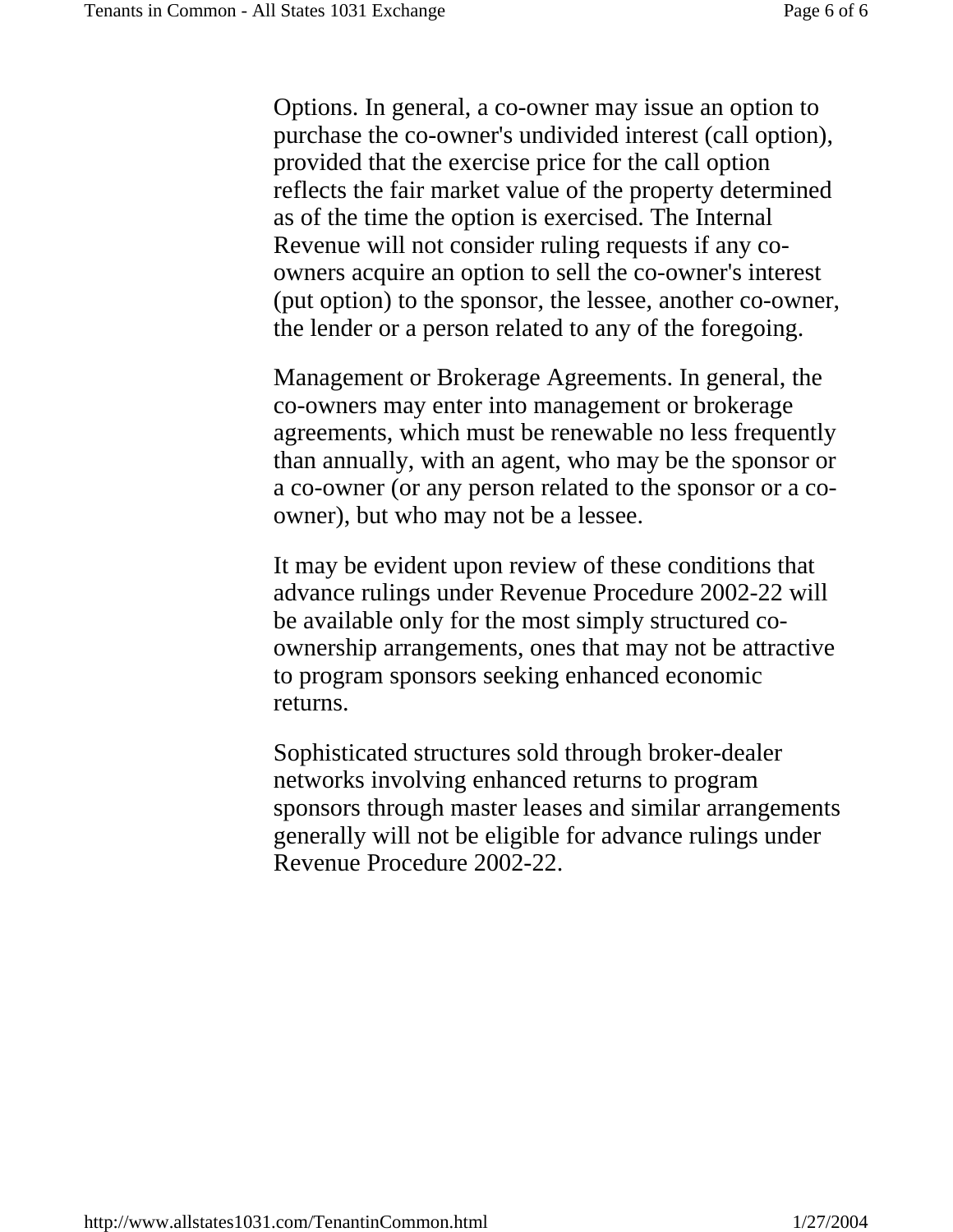Options. In general, a co-owner may issue an option to purchase the co-owner's undivided interest (call option), provided that the exercise price for the call option reflects the fair market value of the property determined as of the time the option is exercised. The Internal Revenue will not consider ruling requests if any co-owners acquire an option to sell the co-owner's interest (put option) to the sponsor, the lessee, another co-owner, the lender or a person related to any of the foregoing.

Management or Brokerage Agreements. In general, the co-owners may enter into management or brokerage agreements, which must be renewable no less frequently than annually, with an agent, who may be the sponsor or a co-owner (or any person related to the sponsor or a co-owner), but who may not be a lessee.

It may be evident upon review of these conditions that advance rulings under Revenue Procedure 2002-22 will be available only for the most simply structured co-ownership arrangements, ones that may not be attractive to program sponsors seeking enhanced economic returns.

Sophisticated structures sold through broker-dealer networks involving enhanced returns to program sponsors through master leases and similar arrangements generally will not be eligible for advance rulings under Revenue Procedure 2002-22.